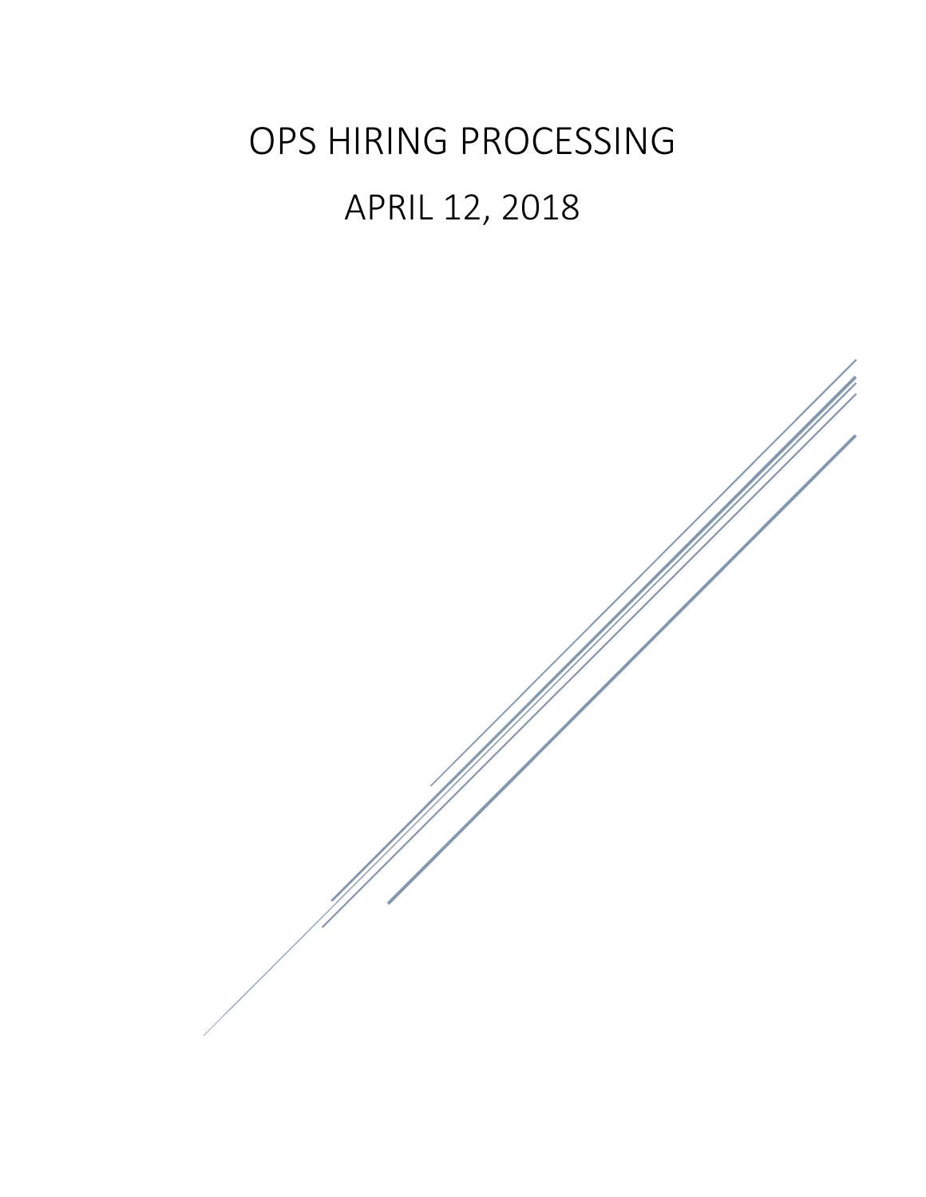# OPS HIRING PROCESSING

## APRIL 12, 2018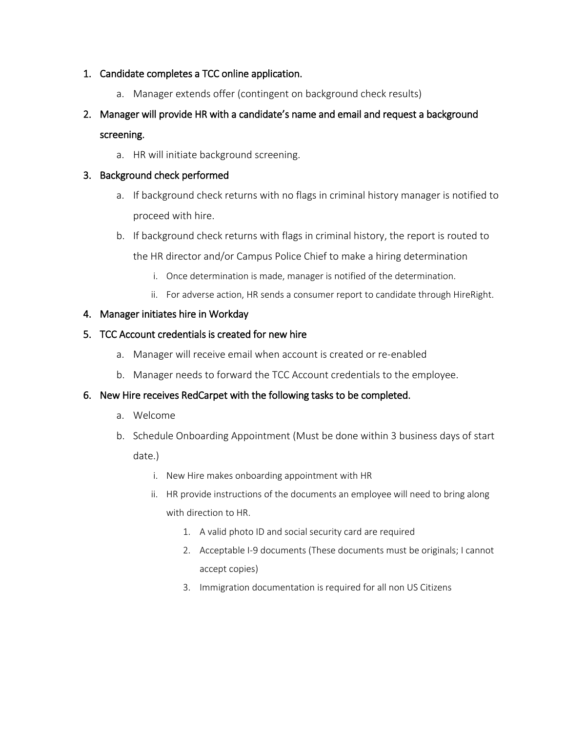1. Candidate completes a TCC online application.
    a. Manager extends offer (contingent on background check results)
2. Manager will provide HR with a candidate's name and email and request a background screening.
    a. HR will initiate background screening.
3. Background check performed
    a. If background check returns with no flags in criminal history manager is notified to proceed with hire.
    b. If background check returns with flags in criminal history, the report is routed to the HR director and/or Campus Police Chief to make a hiring determination
        i. Once determination is made, manager is notified of the determination.
        ii. For adverse action, HR sends a consumer report to candidate through HireRight.
4. Manager initiates hire in Workday
5. TCC Account credentials is created for new hire
    a. Manager will receive email when account is created or re-enabled
    b. Manager needs to forward the TCC Account credentials to the employee.
6. New Hire receives RedCarpet with the following tasks to be completed.
    a. Welcome
    b. Schedule Onboarding Appointment (Must be done within 3 business days of start date.)
        i. New Hire makes onboarding appointment with HR
        ii. HR provide instructions of the documents an employee will need to bring along with direction to HR.
            1. A valid photo ID and social security card are required
            2. Acceptable I-9 documents (These documents must be originals; I cannot accept copies)
            3. Immigration documentation is required for all non US Citizens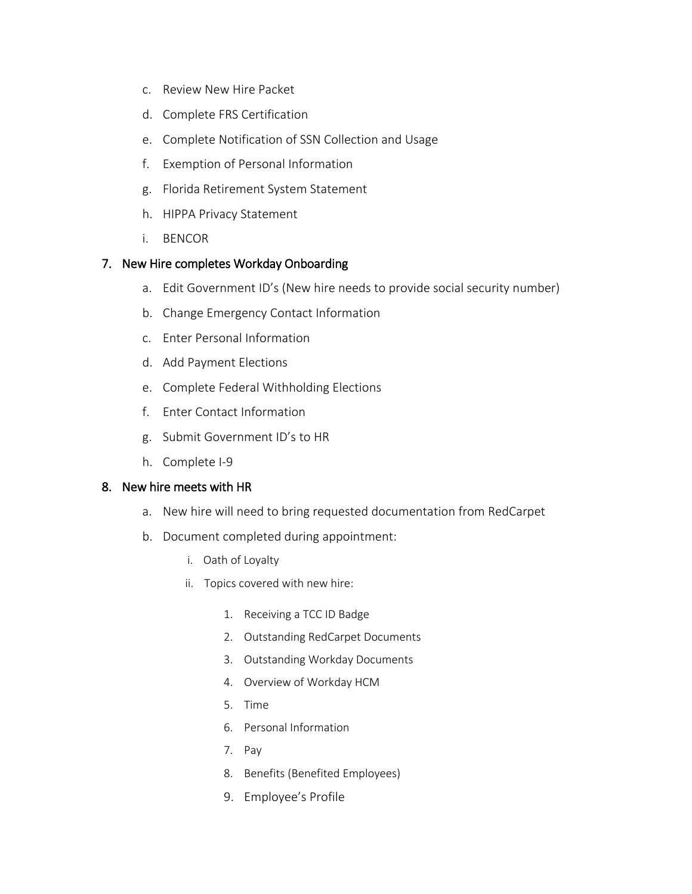c. Review New Hire Packet

d. Complete FRS Certification

e. Complete Notification of SSN Collection and Usage

f. Exemption of Personal Information

g. Florida Retirement System Statement

h. HIPPA Privacy Statement

i. BENCOR

7. New Hire completes Workday Onboarding
    a. Edit Government ID's (New hire needs to provide social security number)
    b. Change Emergency Contact Information
    c. Enter Personal Information
    d. Add Payment Elections
    e. Complete Federal Withholding Elections
    f. Enter Contact Information
    g. Submit Government ID's to HR
    h. Complete I-9

8. New hire meets with HR
    a. New hire will need to bring requested documentation from RedCarpet
    b. Document completed during appointment:
        i. Oath of Loyalty
        ii. Topics covered with new hire:
            1. Receiving a TCC ID Badge
            2. Outstanding RedCarpet Documents
            3. Outstanding Workday Documents
            4. Overview of Workday HCM
            5. Time
            6. Personal Information
            7. Pay
            8. Benefits (Benefited Employees)
            9. Employee's Profile